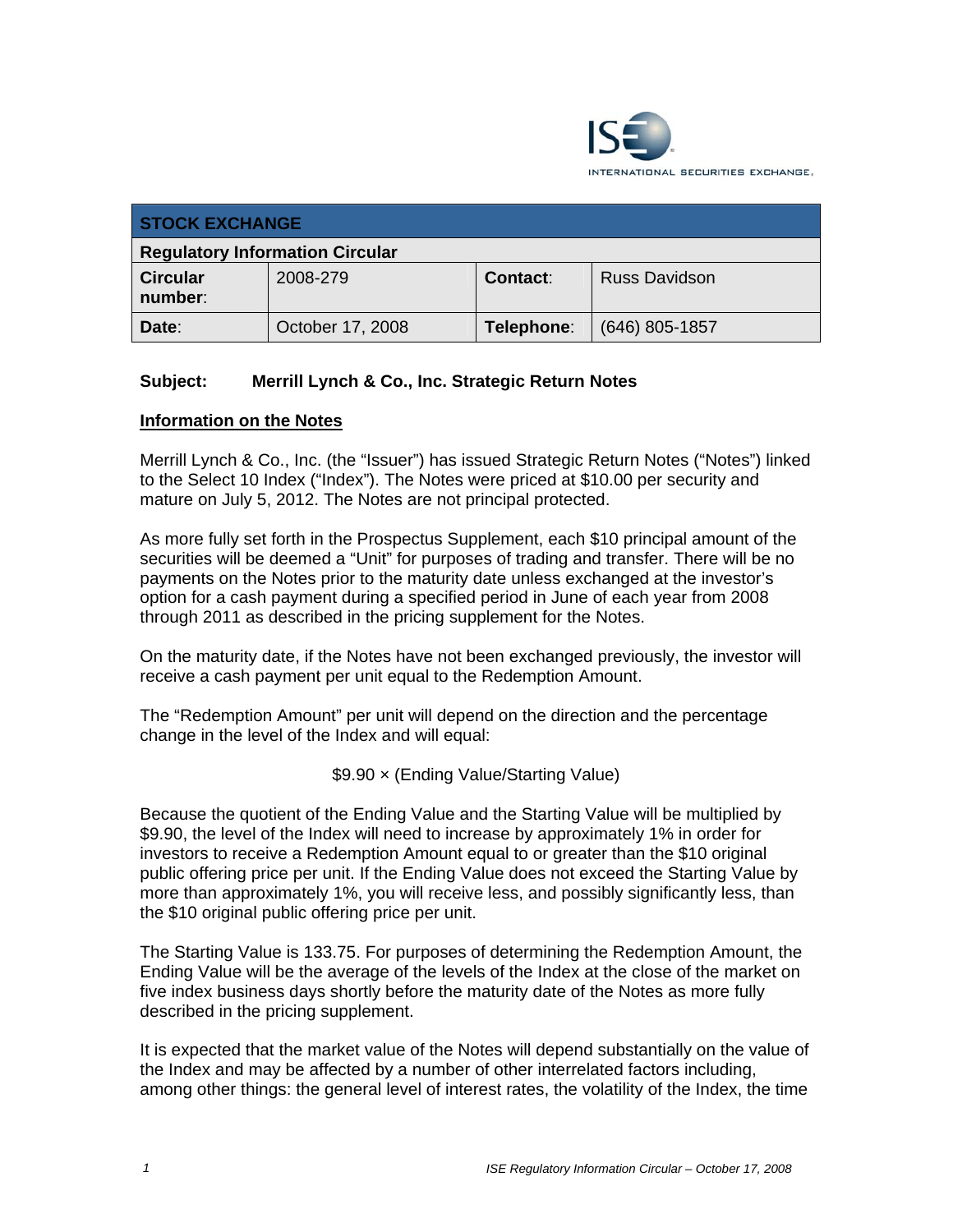ISE INTERNATIONAL SECURITIES EXCHANGE.

| **STOCK EXCHANGE** | | | |
|---|---|---|---|
| **Regulatory Information Circular** | | | |
| **Circular number**: | 2008-279 | **Contact**: | Russ Davidson |
| **Date**: | October 17, 2008 | **Telephone**: | (646) 805-1857 |

**Subject: Merrill Lynch & Co., Inc. Strategic Return Notes**

**Information on the Notes**

Merrill Lynch & Co., Inc. (the "Issuer") has issued Strategic Return Notes ("Notes") linked to the Select 10 Index ("Index"). The Notes were priced at $10.00 per security and mature on July 5, 2012. The Notes are not principal protected.

As more fully set forth in the Prospectus Supplement, each $10 principal amount of the securities will be deemed a "Unit" for purposes of trading and transfer. There will be no payments on the Notes prior to the maturity date unless exchanged at the investor's option for a cash payment during a specified period in June of each year from 2008 through 2011 as described in the pricing supplement for the Notes.

On the maturity date, if the Notes have not been exchanged previously, the investor will receive a cash payment per unit equal to the Redemption Amount.

The "Redemption Amount" per unit will depend on the direction and the percentage change in the level of the Index and will equal:

$$\$9.90 \times (\text{Ending Value}/\text{Starting Value})$$

Because the quotient of the Ending Value and the Starting Value will be multiplied by $9.90, the level of the Index will need to increase by approximately 1% in order for investors to receive a Redemption Amount equal to or greater than the $10 original public offering price per unit. If the Ending Value does not exceed the Starting Value by more than approximately 1%, you will receive less, and possibly significantly less, than the $10 original public offering price per unit.

The Starting Value is 133.75. For purposes of determining the Redemption Amount, the Ending Value will be the average of the levels of the Index at the close of the market on five index business days shortly before the maturity date of the Notes as more fully described in the pricing supplement.

It is expected that the market value of the Notes will depend substantially on the value of the Index and may be affected by a number of other interrelated factors including, among other things: the general level of interest rates, the volatility of the Index, the time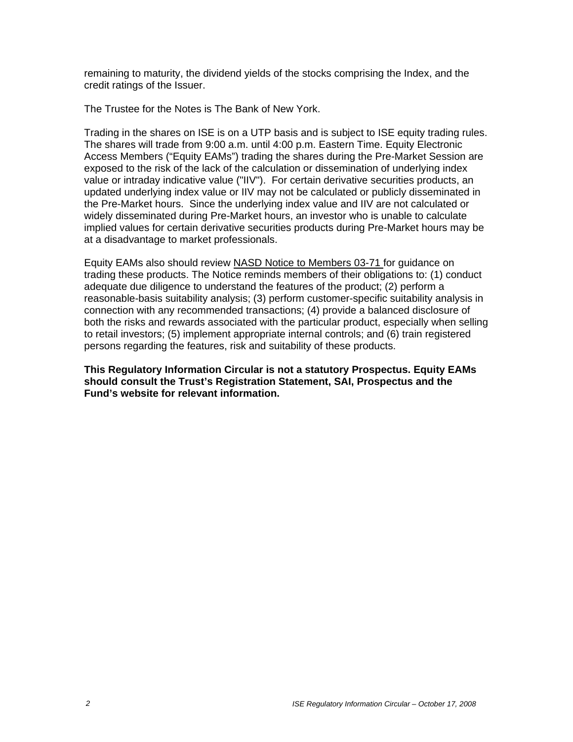remaining to maturity, the dividend yields of the stocks comprising the Index, and the credit ratings of the Issuer.

The Trustee for the Notes is The Bank of New York.

Trading in the shares on ISE is on a UTP basis and is subject to ISE equity trading rules. The shares will trade from 9:00 a.m. until 4:00 p.m. Eastern Time. Equity Electronic Access Members ("Equity EAMs") trading the shares during the Pre-Market Session are exposed to the risk of the lack of the calculation or dissemination of underlying index value or intraday indicative value ("IIV"). For certain derivative securities products, an updated underlying index value or IIV may not be calculated or publicly disseminated in the Pre-Market hours. Since the underlying index value and IIV are not calculated or widely disseminated during Pre-Market hours, an investor who is unable to calculate implied values for certain derivative securities products during Pre-Market hours may be at a disadvantage to market professionals.

Equity EAMs also should review NASD Notice to Members 03-71 for guidance on trading these products. The Notice reminds members of their obligations to: (1) conduct adequate due diligence to understand the features of the product; (2) perform a reasonable-basis suitability analysis; (3) perform customer-specific suitability analysis in connection with any recommended transactions; (4) provide a balanced disclosure of both the risks and rewards associated with the particular product, especially when selling to retail investors; (5) implement appropriate internal controls; and (6) train registered persons regarding the features, risk and suitability of these products.

**This Regulatory Information Circular is not a statutory Prospectus. Equity EAMs should consult the Trust's Registration Statement, SAI, Prospectus and the Fund's website for relevant information.**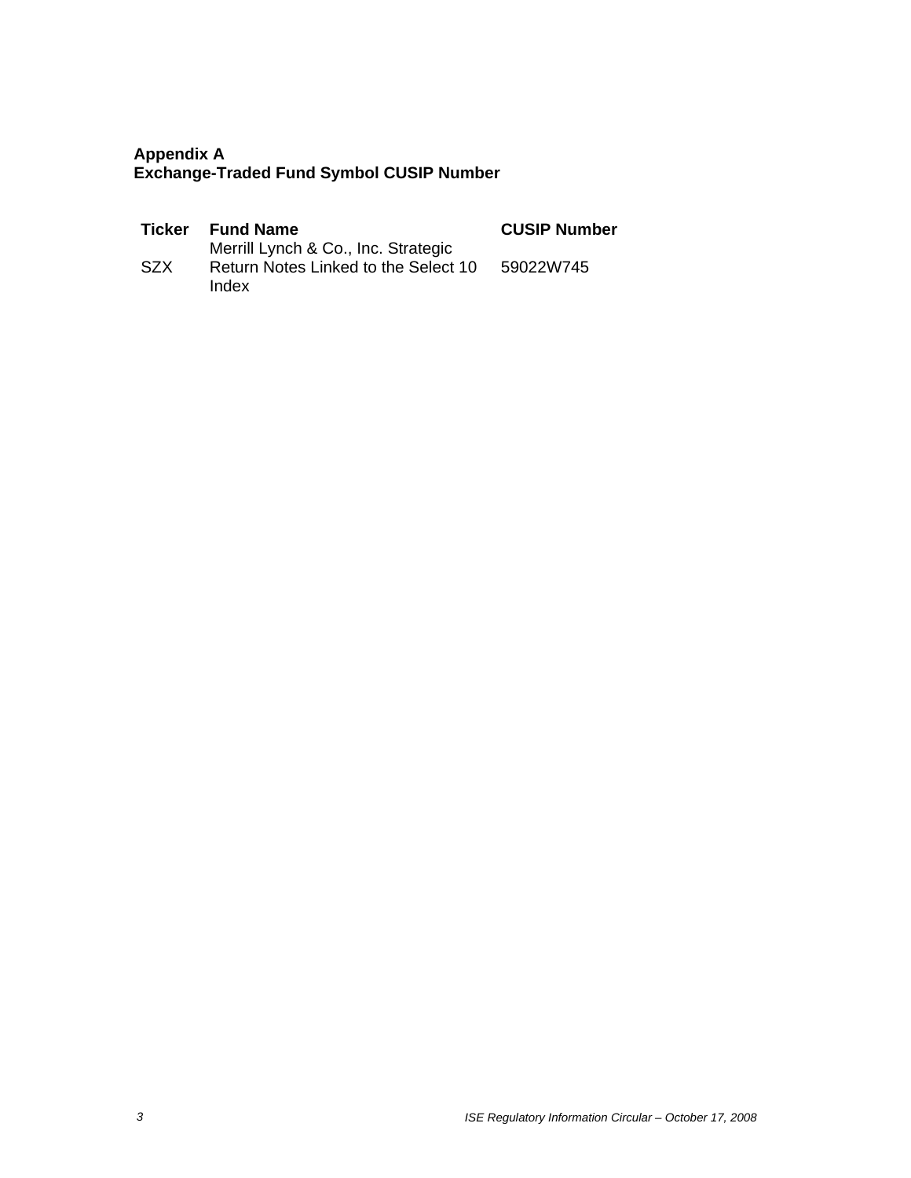**Appendix A**
**Exchange-Traded Fund Symbol CUSIP Number**

| Ticker | Fund Name | CUSIP Number |
|---|---|---|
| SZX | Merrill Lynch & Co., Inc. Strategic Return Notes Linked to the Select 10 Index | 59022W745 |